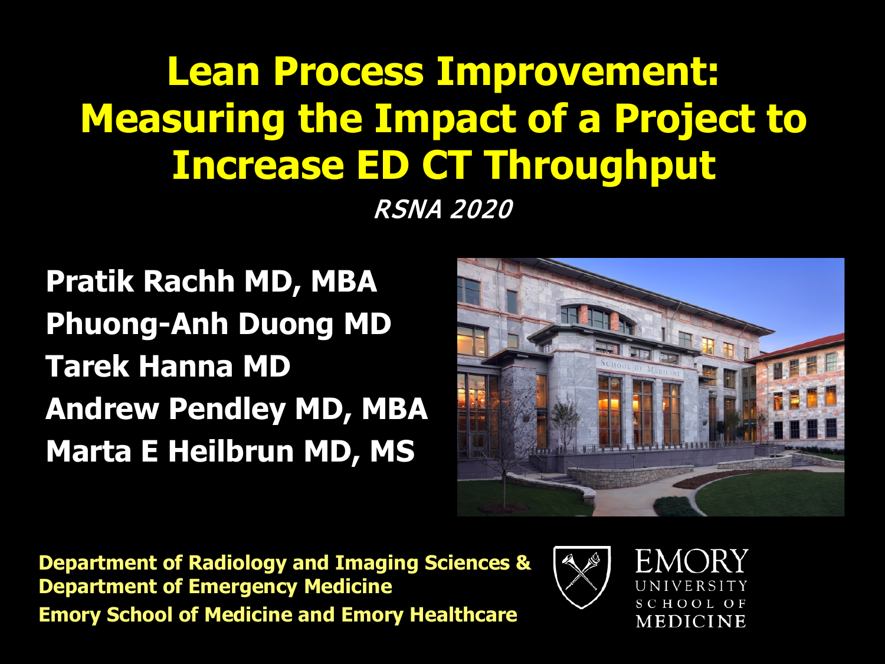# Lean Process Improvement: Measuring the Impact of a Project to Increase ED CT Throughput

*RSNA 2020*

**Pratik Rachh MD, MBA**
**Phuong-Anh Duong MD**
**Tarek Hanna MD**
**Andrew Pendley MD, MBA**
**Marta E Heilbrun MD, MS**

**Department of Radiology and Imaging Sciences &**
**Department of Emergency Medicine**
**Emory School of Medicine and Emory Healthcare**

EMORY UNIVERSITY SCHOOL OF MEDICINE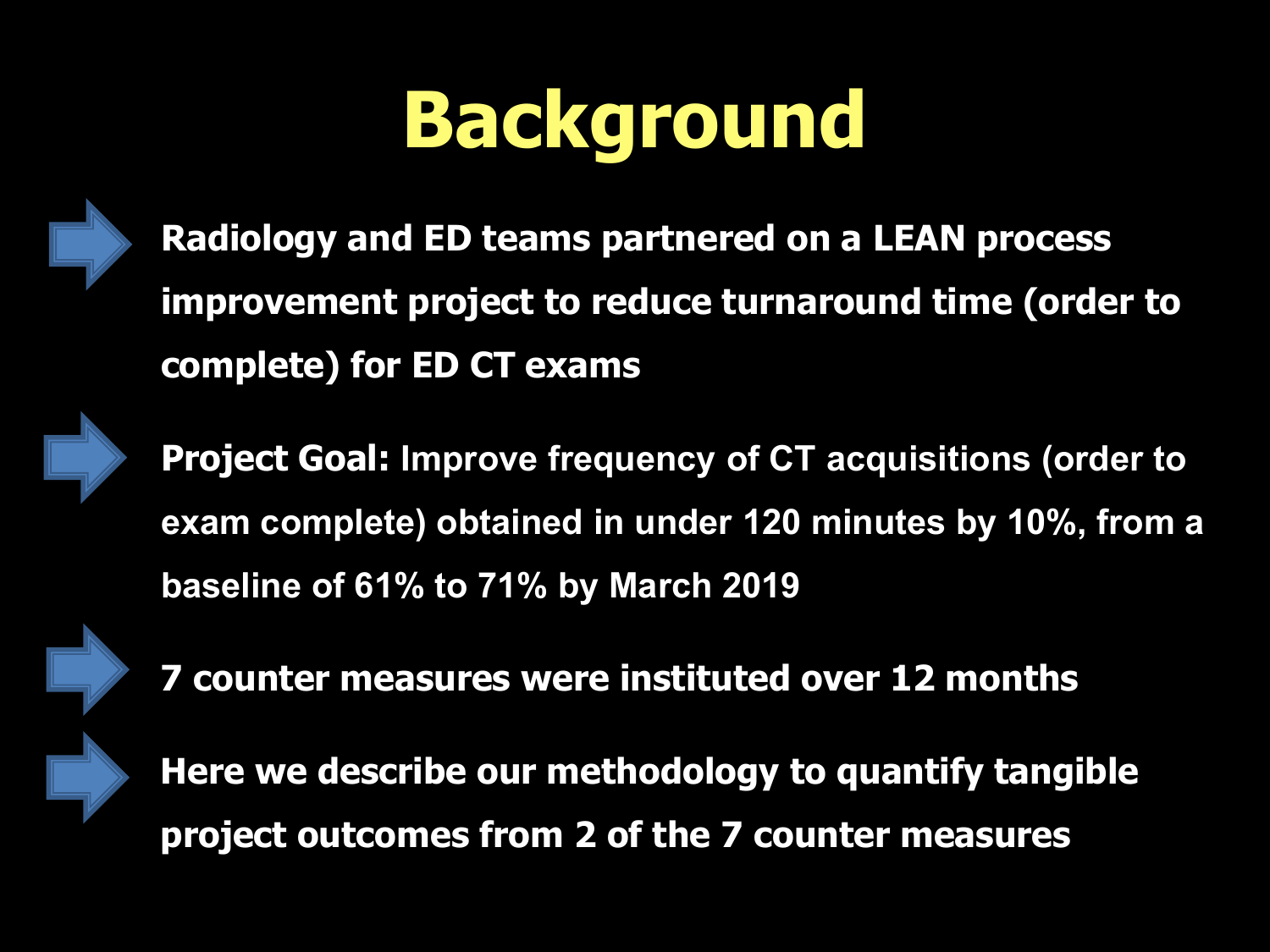# Background

- Radiology and ED teams partnered on a LEAN process improvement project to reduce turnaround time (order to complete) for ED CT exams
- **Project Goal:** Improve frequency of CT acquisitions (order to exam complete) obtained in under 120 minutes by 10%, from a baseline of 61% to 71% by March 2019
- 7 counter measures were instituted over 12 months
- Here we describe our methodology to quantify tangible project outcomes from 2 of the 7 counter measures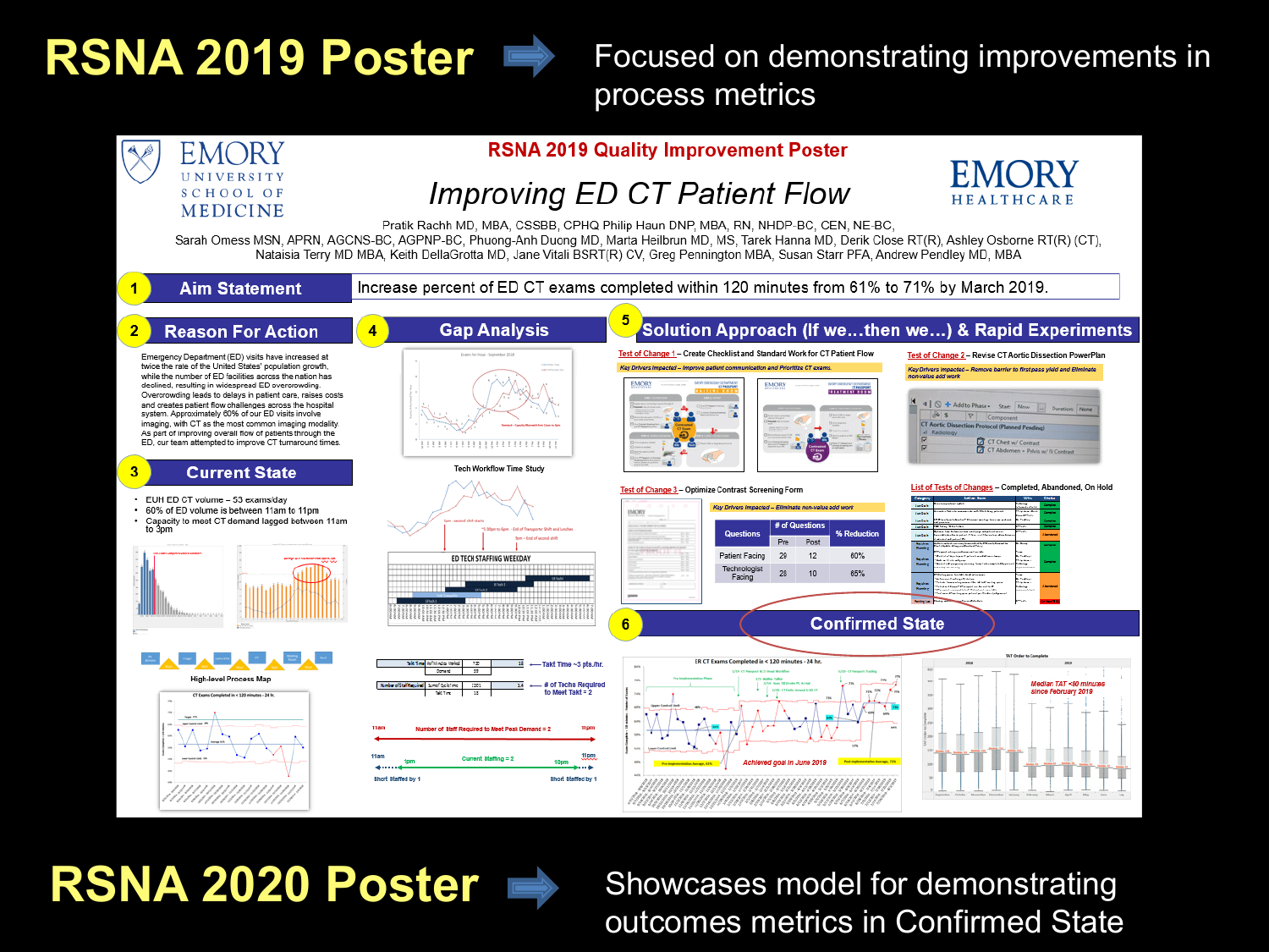# RSNA 2019 Poster

Focused on demonstrating improvements in process metrics

## RSNA 2019 Quality Improvement Poster

## Improving ED CT Patient Flow

Pratik Rachh MD, MBA, CSSBB, CPHQ Philip Haun DNP, MBA, RN, NHDP-BC, CEN, NE-BC, Sarah Omess MSN, APRN, AGCNS-BC, AGPNP-BC, Phuong-Anh Duong MD, Marta Heilbrun MD, MS, Tarek Hanna MD, Derik Close RT(R), Ashley Osborne RT(R) (CT), Nataisia Terry MD MBA, Keith DellaGrotta MD, Jane Vitali BSRT(R) CV, Greg Pennington MBA, Susan Starr PFA, Andrew Pendley MD, MBA

### 1 Aim Statement

Increase percent of ED CT exams completed within 120 minutes from 61% to 71% by March 2019.

### 2 Reason For Action

Emergency Department (ED) visits have increased at twice the rate of the United States' population growth, while the number of ED facilities across the nation has declined, resulting in widespread ED overcrowding. Overcrowding leads to delays in patient care, raises costs and creates patient flow challenges across the hospital system. Approximately 60% of our ED visits involve imaging, with CT as the most common imaging modality. As part of improving overall flow of patients through the ED, our team attempted to improve CT turnaround times.

### 3 Current State

- EUH ED CT volume – 53 exams/day
- 60% of ED volume is between 11am to 11pm
- Capacity to meet CT demand lagged between 11am to 3pm

High-level Process Map

### 4 Gap Analysis

Tech Workflow Time Study

ED TECH STAFFING WEEKDAY

Takt Time ~3 pts./hr.

# of Techs Required to Meet Takt = 2

Number of Staff Required to Meet Peak Demand = 2

Current Staffing = 2

Short Staffed by 1

### 5 Solution Approach (If we…then we…) & Rapid Experiments

Test of Change 1 – Create Checklist and Standard Work for CT Patient Flow

Key Drivers Impacted – Improve patient communication and Prioritize CT exams.

Test of Change 2 – Revise CT Aortic Dissection PowerPlan

Key Drivers Impacted – Remove barrier to first pass yield and Eliminate non-value add work

Test of Change 3 – Optimize Contrast Screening Form

Key Drivers Impacted – Eliminate non-value add work

| Questions | # of Questions | | % Reduction |
|---|---|---|---|
| | Pre | Post | |
| Patient Facing | 29 | 12 | 60% |
| Technologist Facing | 28 | 10 | 65% |

List of Tests of Changes – Completed, Abandoned, On Hold

### 6 Confirmed State

Achieved goal in June 2019

Median TAT <80 minutes since February 2019

# RSNA 2020 Poster

Showcases model for demonstrating outcomes metrics in Confirmed State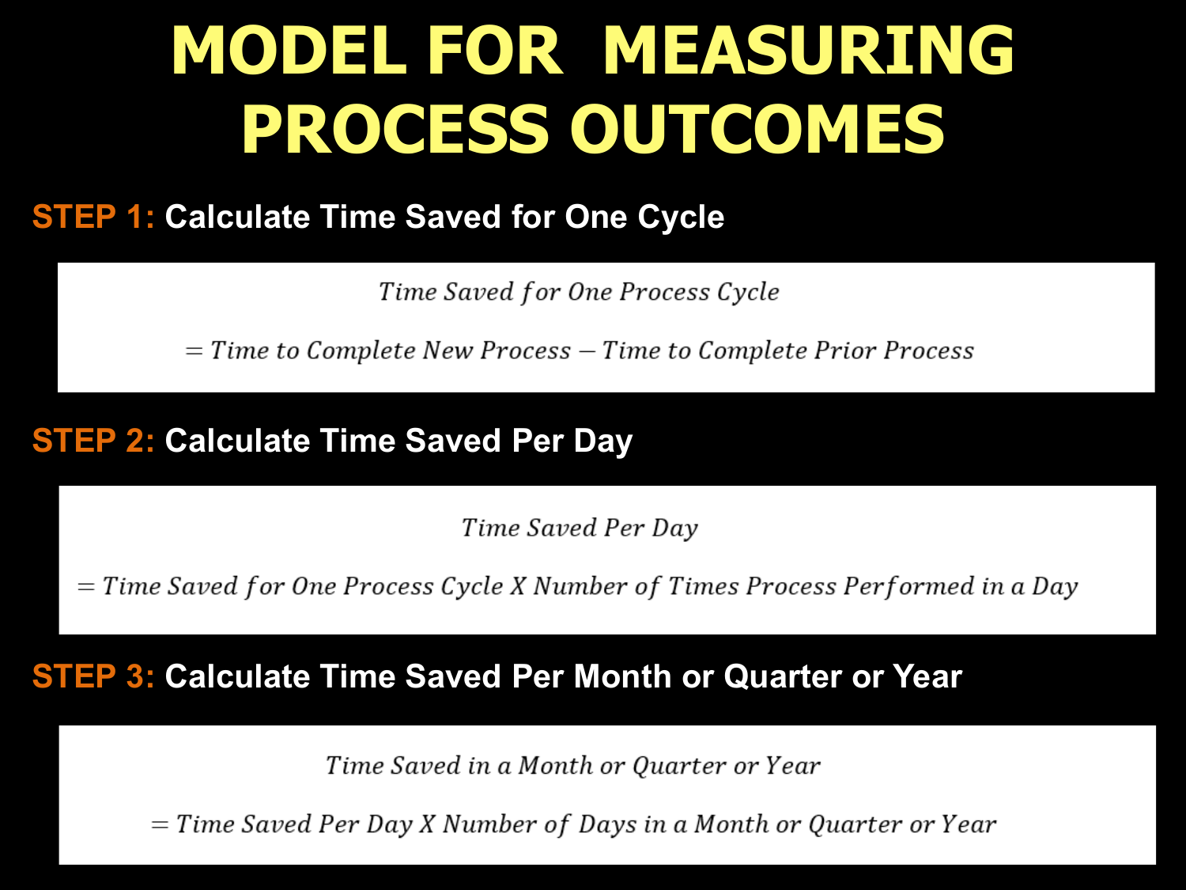# MODEL FOR MEASURING PROCESS OUTCOMES

**STEP 1:** Calculate Time Saved for One Cycle

$$\begin{gathered}\textit{Time Saved for One Process Cycle} \\ = \textit{Time to Complete New Process} - \textit{Time to Complete Prior Process}\end{gathered}$$

**STEP 2:** Calculate Time Saved Per Day

$$\begin{gathered}\textit{Time Saved Per Day} \\ = \textit{Time Saved for One Process Cycle X Number of Times Process Performed in a Day}\end{gathered}$$

**STEP 3:** Calculate Time Saved Per Month or Quarter or Year

$$\begin{gathered}\textit{Time Saved in a Month or Quarter or Year} \\ = \textit{Time Saved Per Day X Number of Days in a Month or Quarter or Year}\end{gathered}$$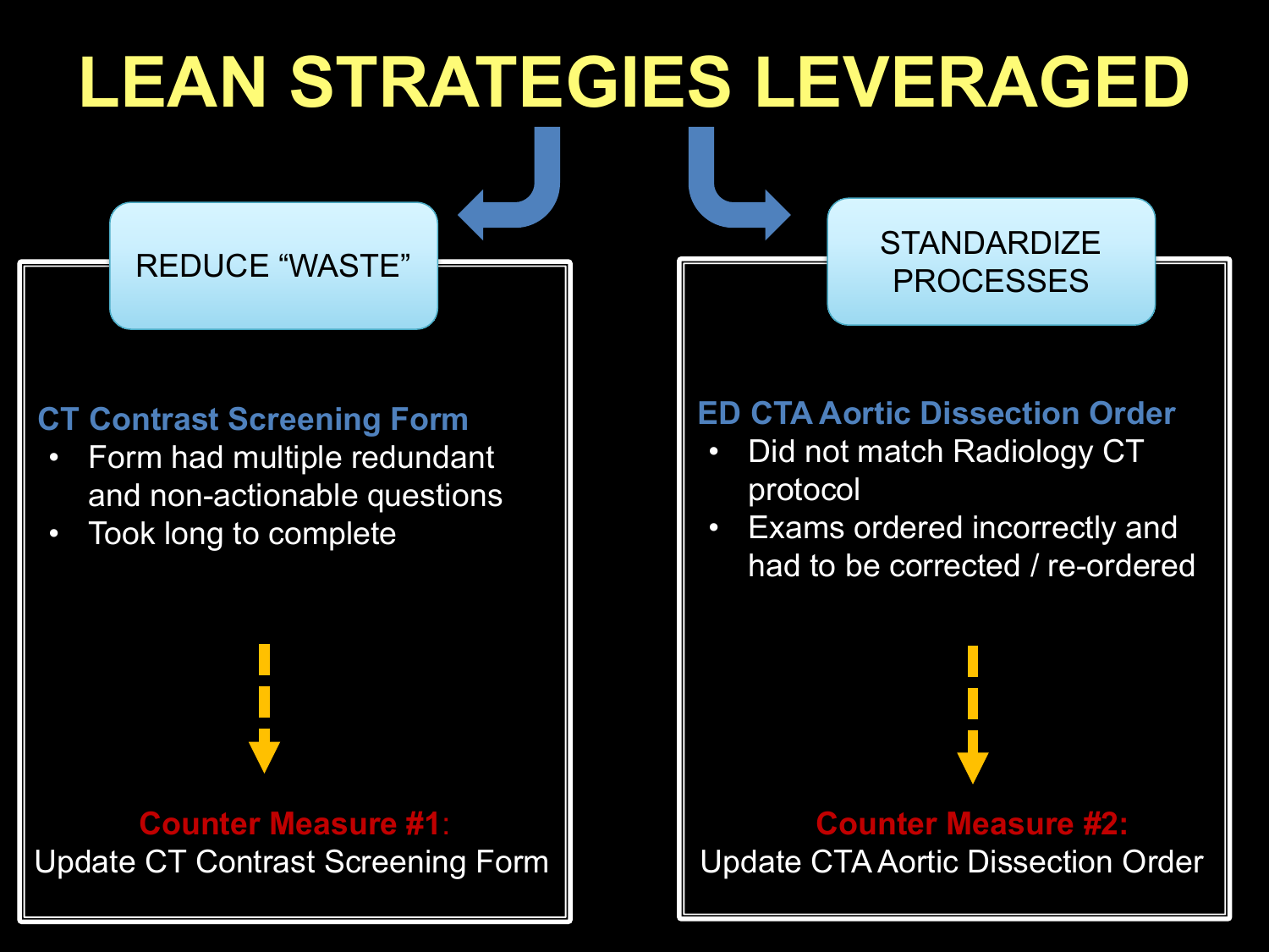# LEAN STRATEGIES LEVERAGED

## REDUCE “WASTE”

**CT Contrast Screening Form**

- Form had multiple redundant and non-actionable questions
- Took long to complete

**Counter Measure #1**:
Update CT Contrast Screening Form

## STANDARDIZE PROCESSES

**ED CTA Aortic Dissection Order**

- Did not match Radiology CT protocol
- Exams ordered incorrectly and had to be corrected / re-ordered

**Counter Measure #2:**
Update CTA Aortic Dissection Order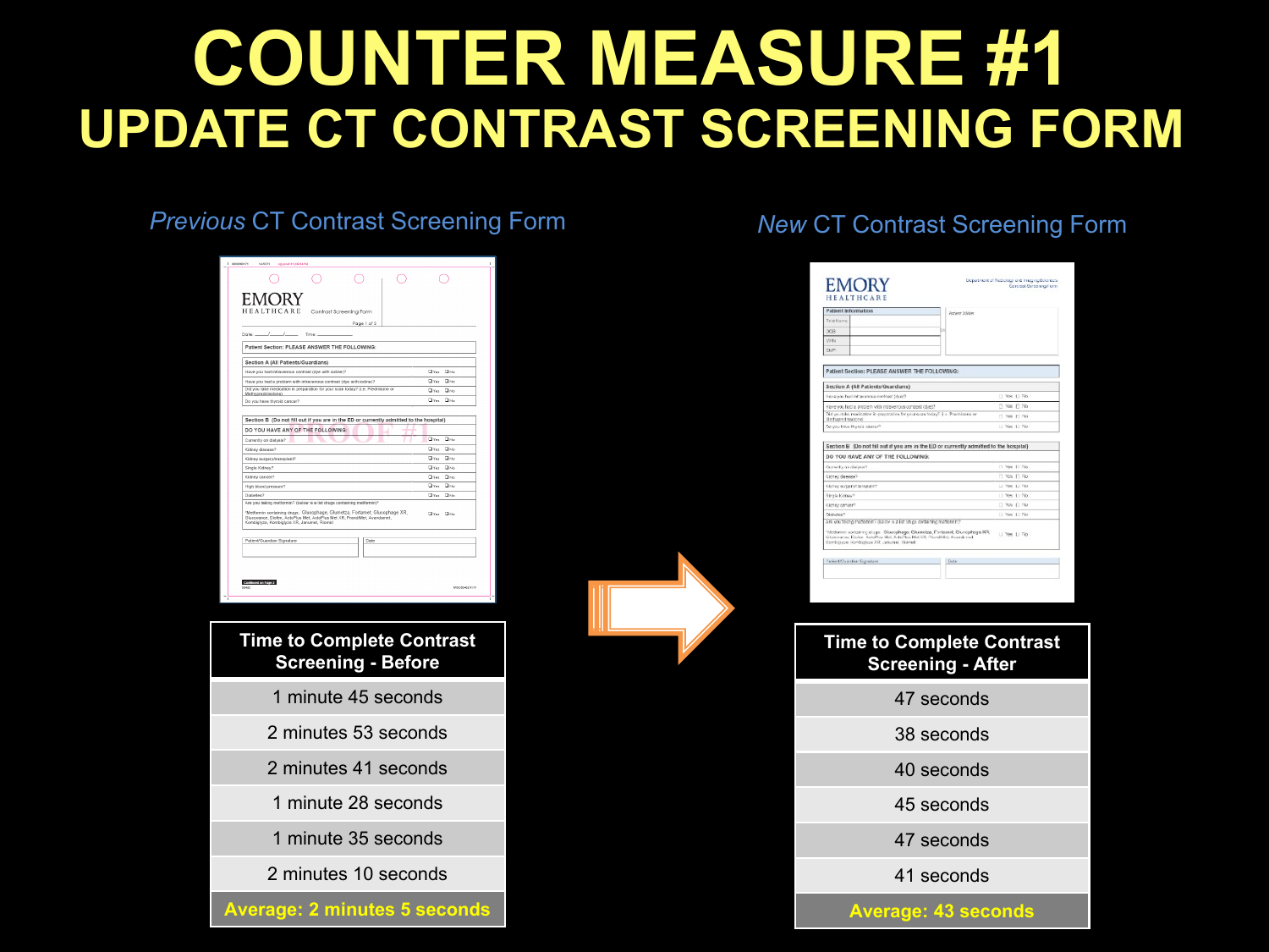# COUNTER MEASURE #1

## UPDATE CT CONTRAST SCREENING FORM

*Previous* CT Contrast Screening Form

*New* CT Contrast Screening Form

| Time to Complete Contrast Screening - Before |
|---|
| 1 minute 45 seconds |
| 2 minutes 53 seconds |
| 2 minutes 41 seconds |
| 1 minute 28 seconds |
| 1 minute 35 seconds |
| 2 minutes 10 seconds |
| **Average: 2 minutes 5 seconds** |

| Time to Complete Contrast Screening - After |
|---|
| 47 seconds |
| 38 seconds |
| 40 seconds |
| 45 seconds |
| 47 seconds |
| 41 seconds |
| **Average: 43 seconds** |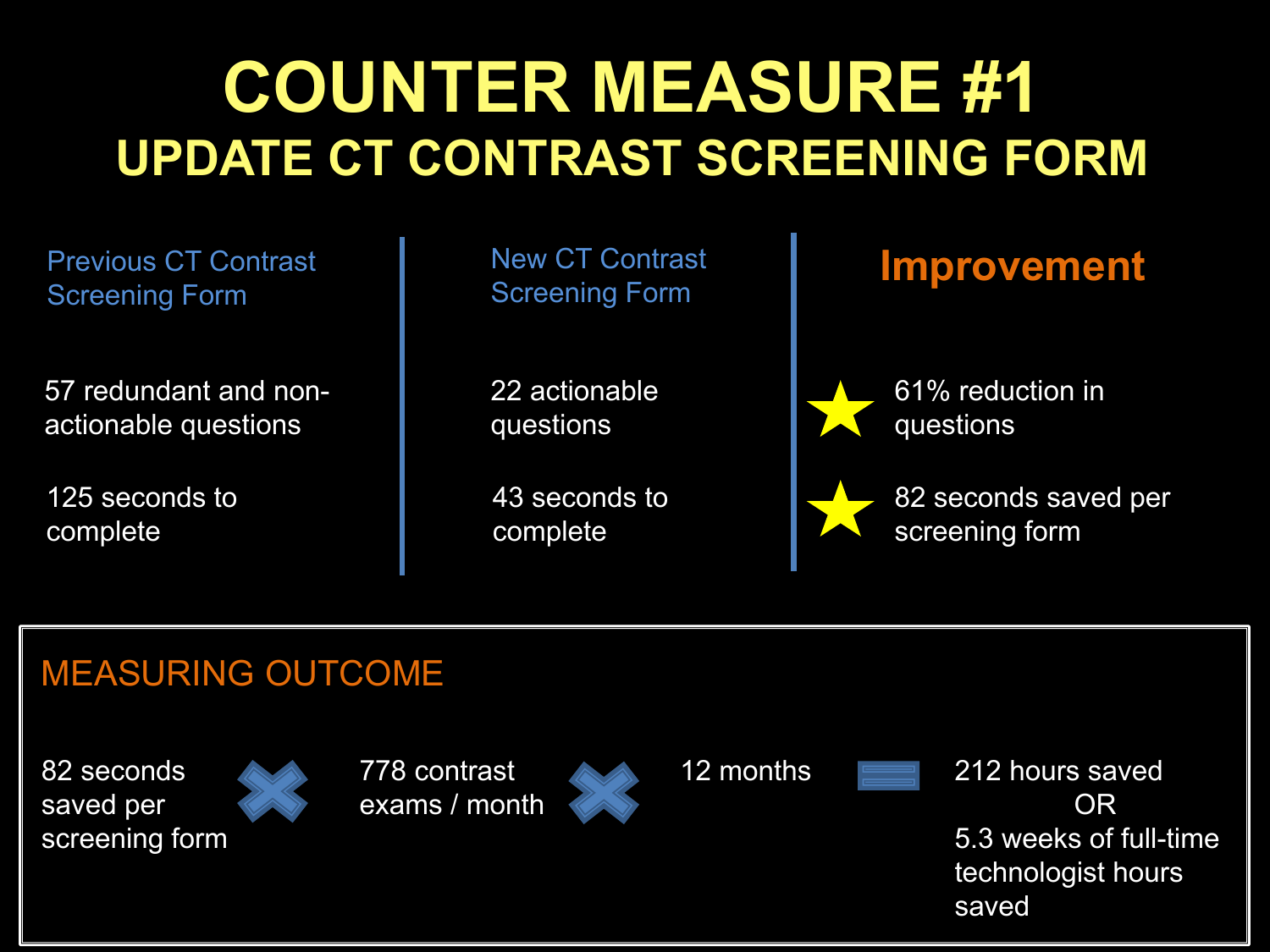# COUNTER MEASURE #1

## UPDATE CT CONTRAST SCREENING FORM

| Previous CT Contrast Screening Form | New CT Contrast Screening Form | Improvement |
| --- | --- | --- |
| 57 redundant and non-actionable questions | 22 actionable questions | ★ 61% reduction in questions |
| 125 seconds to complete | 43 seconds to complete | ★ 82 seconds saved per screening form |

### MEASURING OUTCOME

82 seconds saved per screening form × 778 contrast exams / month × 12 months = 212 hours saved OR 5.3 weeks of full-time technologist hours saved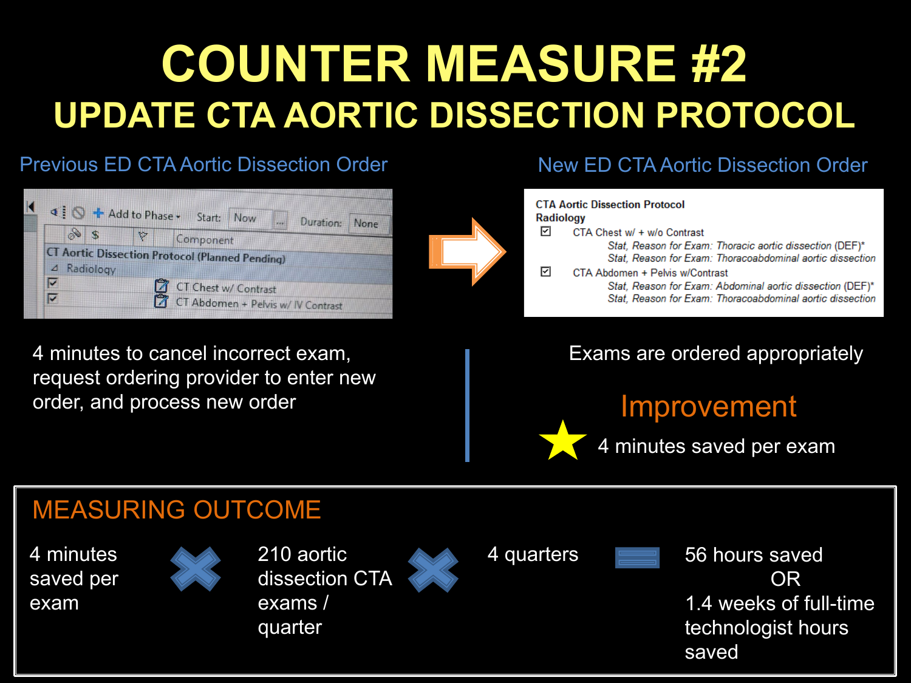# COUNTER MEASURE #2

## UPDATE CTA AORTIC DISSECTION PROTOCOL

### Previous ED CTA Aortic Dissection Order

Add to Phase ▾ Start: Now ... Duration: None

Component

CT Aortic Dissection Protocol (Planned Pending)

Radiology

- ☑ CT Chest w/ Contrast
- ☑ CT Abdomen + Pelvis w/ IV Contrast

4 minutes to cancel incorrect exam, request ordering provider to enter new order, and process new order

### New ED CTA Aortic Dissection Order

**CTA Aortic Dissection Protocol**

**Radiology**

- ☑ CTA Chest w/ + w/o Contrast
  - *Stat, Reason for Exam: Thoracic aortic dissection (DEF)**
  - *Stat, Reason for Exam: Thoracoabdominal aortic dissection*
- ☑ CTA Abdomen + Pelvis w/Contrast
  - *Stat, Reason for Exam: Abdominal aortic dissection (DEF)**
  - *Stat, Reason for Exam: Thoracoabdominal aortic dissection*

Exams are ordered appropriately

**Improvement**

★ 4 minutes saved per exam

## MEASURING OUTCOME

4 minutes saved per exam × 210 aortic dissection CTA exams / quarter × 4 quarters = 56 hours saved OR 1.4 weeks of full-time technologist hours saved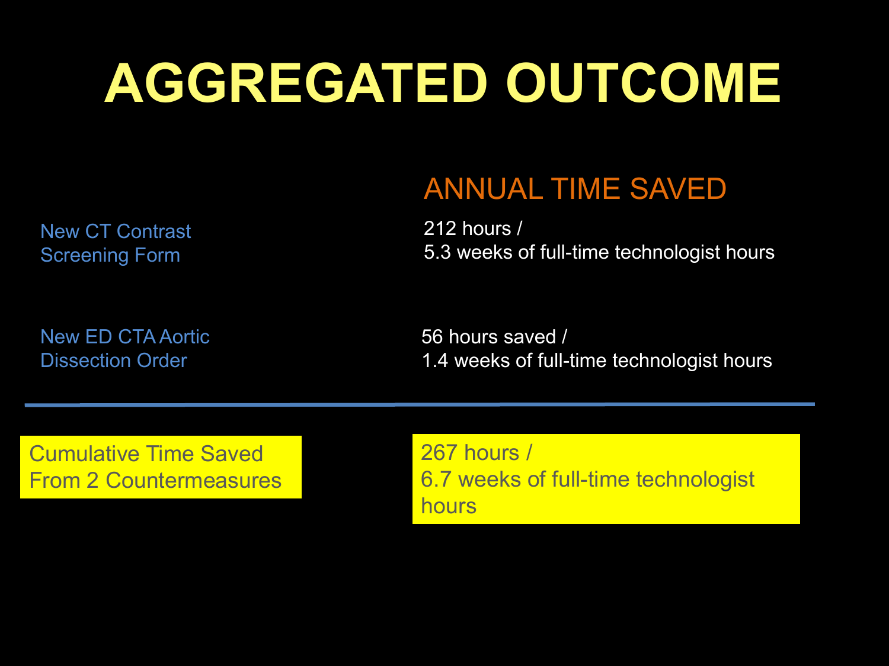# AGGREGATED OUTCOME

| | ANNUAL TIME SAVED |
|---|---|
| New CT Contrast Screening Form | 212 hours / 5.3 weeks of full-time technologist hours |
| New ED CTA Aortic Dissection Order | 56 hours saved / 1.4 weeks of full-time technologist hours |
| **Cumulative Time Saved From 2 Countermeasures** | **267 hours / 6.7 weeks of full-time technologist hours** |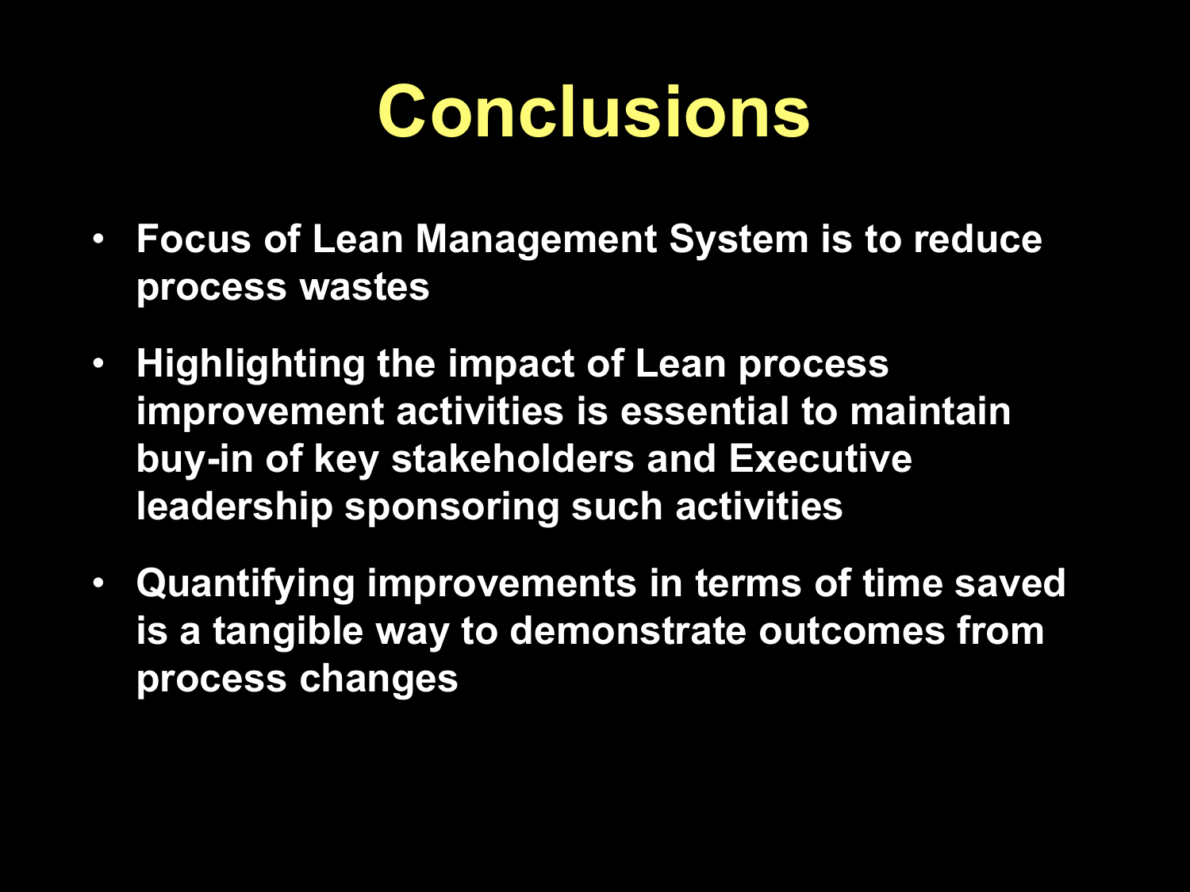# Conclusions

- Focus of Lean Management System is to reduce process wastes
- Highlighting the impact of Lean process improvement activities is essential to maintain buy-in of key stakeholders and Executive leadership sponsoring such activities
- Quantifying improvements in terms of time saved is a tangible way to demonstrate outcomes from process changes